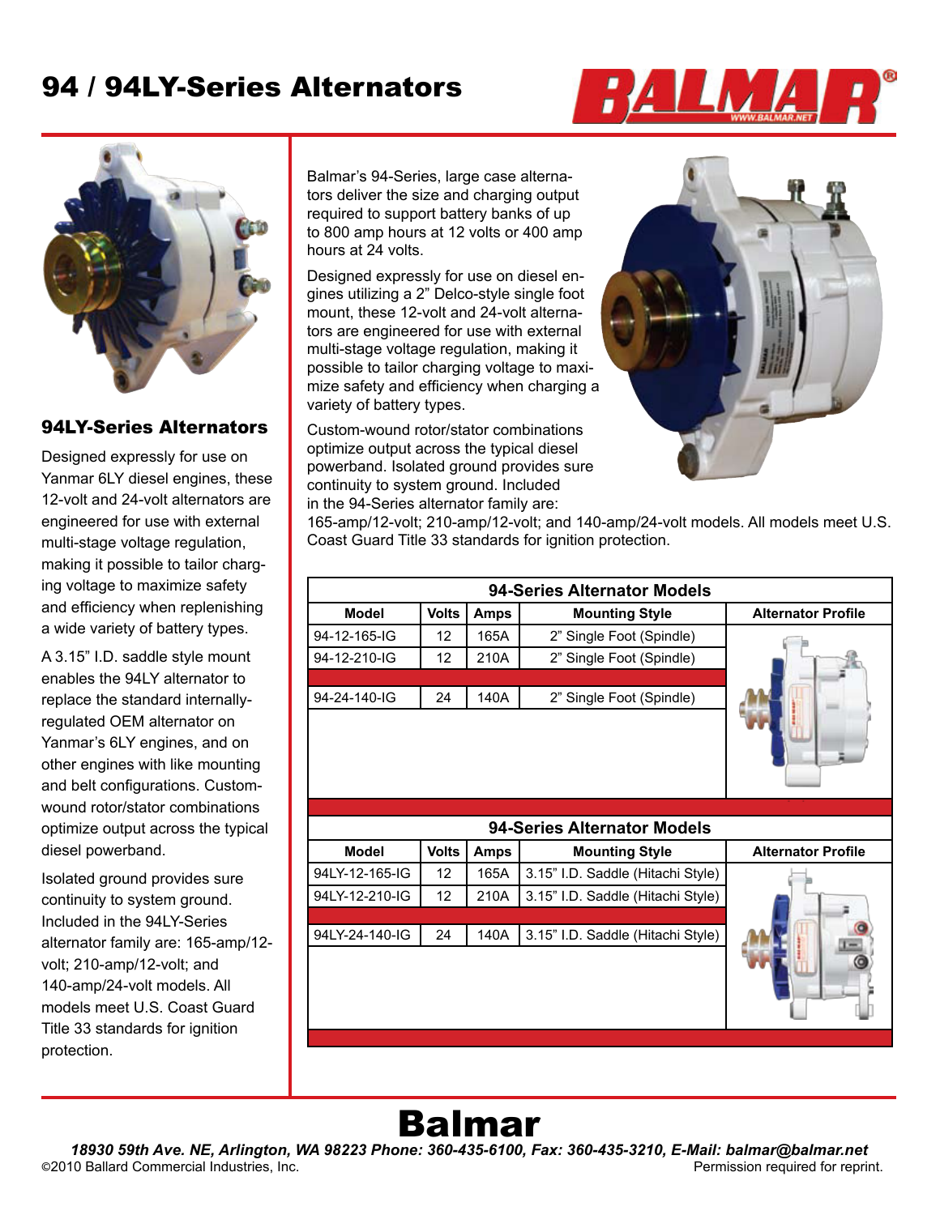# 94 / 94LY-Series Alternators

Balmar's 94-Series, large case alternators deliver the size and charging output required to support battery banks of up to 800 amp hours at 12 volts or 400 amp hours at 24 volts.

Designed expressly for use on diesel engines utilizing a 2" Delco-style single foot mount, these 12-volt and 24-volt alternators are engineered for use with external multi-stage voltage regulation, making it possible to tailor charging voltage to maximize safety and efficiency when charging a variety of battery types.

Custom-wound rotor/stator combinations optimize output across the typical diesel powerband. Isolated ground provides sure continuity to system ground. Included in the 94-Series alternator family are: 165-amp/12-volt; 210-amp/12-volt; and 140-amp/24-volt models. All models meet U.S. Coast Guard Title 33 standards for ignition protection.

| 94-Series Alternator Models | | | | |
|---|---|---|---|---|
| **Model** | **Volts** | **Amps** | **Mounting Style** | **Alternator Profile** |
| 94-12-165-IG | 12 | 165A | 2" Single Foot (Spindle) | |
| 94-12-210-IG | 12 | 210A | 2" Single Foot (Spindle) | |
| 94-24-140-IG | 24 | 140A | 2" Single Foot (Spindle) | |

| 94-Series Alternator Models | | | | |
|---|---|---|---|---|
| **Model** | **Volts** | **Amps** | **Mounting Style** | **Alternator Profile** |
| 94LY-12-165-IG | 12 | 165A | 3.15" I.D. Saddle (Hitachi Style) | |
| 94LY-12-210-IG | 12 | 210A | 3.15" I.D. Saddle (Hitachi Style) | |
| 94LY-24-140-IG | 24 | 140A | 3.15" I.D. Saddle (Hitachi Style) | |

## 94LY-Series Alternators

Designed expressly for use on Yanmar 6LY diesel engines, these 12-volt and 24-volt alternators are engineered for use with external multi-stage voltage regulation, making it possible to tailor charging voltage to maximize safety and efficiency when replenishing a wide variety of battery types.

A 3.15" I.D. saddle style mount enables the 94LY alternator to replace the standard internally-regulated OEM alternator on Yanmar's 6LY engines, and on other engines with like mounting and belt configurations. Custom-wound rotor/stator combinations optimize output across the typical diesel powerband.

Isolated ground provides sure continuity to system ground. Included in the 94LY-Series alternator family are: 165-amp/12-volt; 210-amp/12-volt; and 140-amp/24-volt models. All models meet U.S. Coast Guard Title 33 standards for ignition protection.

**Balmar**

***18930 59th Ave. NE, Arlington, WA 98223 Phone: 360-435-6100, Fax: 360-435-3210, E-Mail: balmar@balmar.net***

©2010 Ballard Commercial Industries, Inc. Permission required for reprint.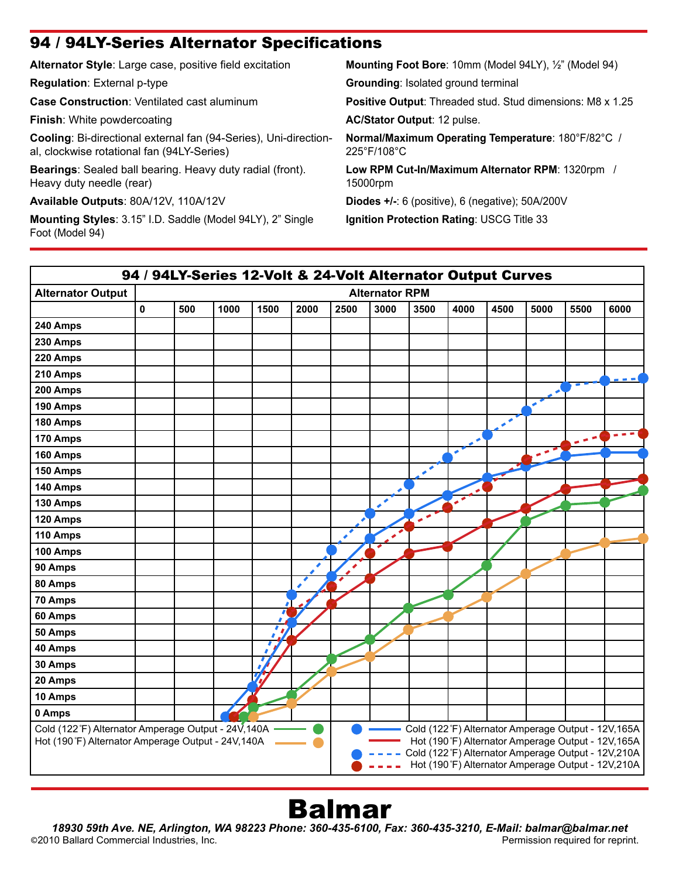## 94 / 94LY-Series Alternator Specifications

**Alternator Style**: Large case, positive field excitation

**Regulation**: External p-type

**Case Construction**: Ventilated cast aluminum

**Finish**: White powdercoating

**Cooling**: Bi-directional external fan (94-Series), Uni-directional, clockwise rotational fan (94LY-Series)

**Bearings**: Sealed ball bearing. Heavy duty radial (front). Heavy duty needle (rear)

**Available Outputs**: 80A/12V, 110A/12V

**Mounting Styles**: 3.15" I.D. Saddle (Model 94LY), 2" Single Foot (Model 94)

**Mounting Foot Bore**: 10mm (Model 94LY), ½" (Model 94)

**Grounding**: Isolated ground terminal

**Positive Output**: Threaded stud. Stud dimensions: M8 x 1.25

**AC/Stator Output**: 12 pulse.

**Normal/Maximum Operating Temperature**: 180°F/82°C / 225°F/108°C

**Low RPM Cut-In/Maximum Alternator RPM**: 1320rpm / 15000rpm

**Diodes +/-**: 6 (positive), 6 (negative); 50A/200V

**Ignition Protection Rating**: USCG Title 33

### 94 / 94LY-Series 12-Volt & 24-Volt Alternator Output Curves

Alternator Output (0–240 Amps) vs. Alternator RPM (0–6000)

- Cold (122˚F) Alternator Amperage Output - 24V,140A
- Hot (190˚F) Alternator Amperage Output - 24V,140A
- Cold (122˚F) Alternator Amperage Output - 12V,165A
- Hot (190˚F) Alternator Amperage Output - 12V,165A
- Cold (122˚F) Alternator Amperage Output - 12V,210A
- Hot (190˚F) Alternator Amperage Output - 12V,210A

# Balmar

***18930 59th Ave. NE, Arlington, WA 98223 Phone: 360-435-6100, Fax: 360-435-3210, E-Mail: balmar@balmar.net***

©2010 Ballard Commercial Industries, Inc. Permission required for reprint.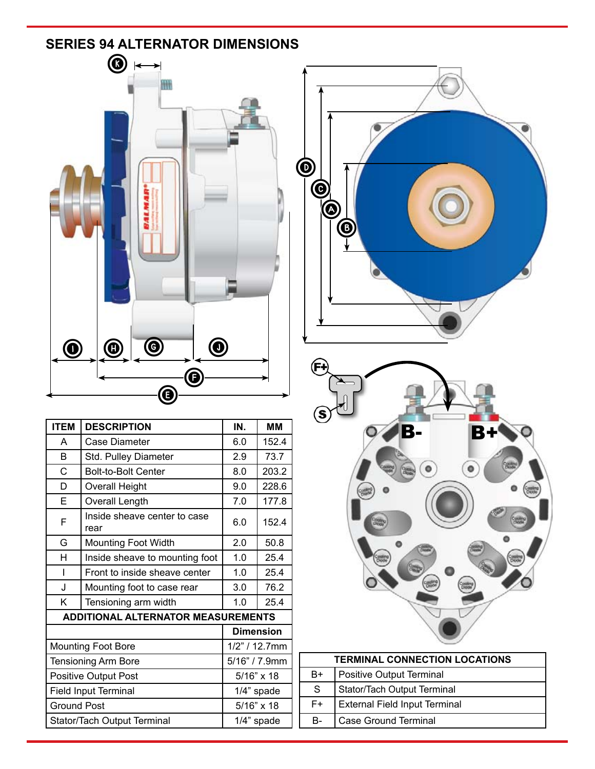## SERIES 94 ALTERNATOR DIMENSIONS

| ITEM | DESCRIPTION | IN. | MM |
|---|---|---|---|
| A | Case Diameter | 6.0 | 152.4 |
| B | Std. Pulley Diameter | 2.9 | 73.7 |
| C | Bolt-to-Bolt Center | 8.0 | 203.2 |
| D | Overall Height | 9.0 | 228.6 |
| E | Overall Length | 7.0 | 177.8 |
| F | Inside sheave center to case rear | 6.0 | 152.4 |
| G | Mounting Foot Width | 2.0 | 50.8 |
| H | Inside sheave to mounting foot | 1.0 | 25.4 |
| I | Front to inside sheave center | 1.0 | 25.4 |
| J | Mounting foot to case rear | 3.0 | 76.2 |
| K | Tensioning arm width | 1.0 | 25.4 |

| ADDITIONAL ALTERNATOR MEASUREMENTS | Dimension |
|---|---|
| Mounting Foot Bore | 1/2" / 12.7mm |
| Tensioning Arm Bore | 5/16" / 7.9mm |
| Positive Output Post | 5/16" x 18 |
| Field Input Terminal | 1/4" spade |
| Ground Post | 5/16" x 18 |
| Stator/Tach Output Terminal | 1/4" spade |

| TERMINAL CONNECTION LOCATIONS | |
|---|---|
| B+ | Positive Output Terminal |
| S | Stator/Tach Output Terminal |
| F+ | External Field Input Terminal |
| B- | Case Ground Terminal |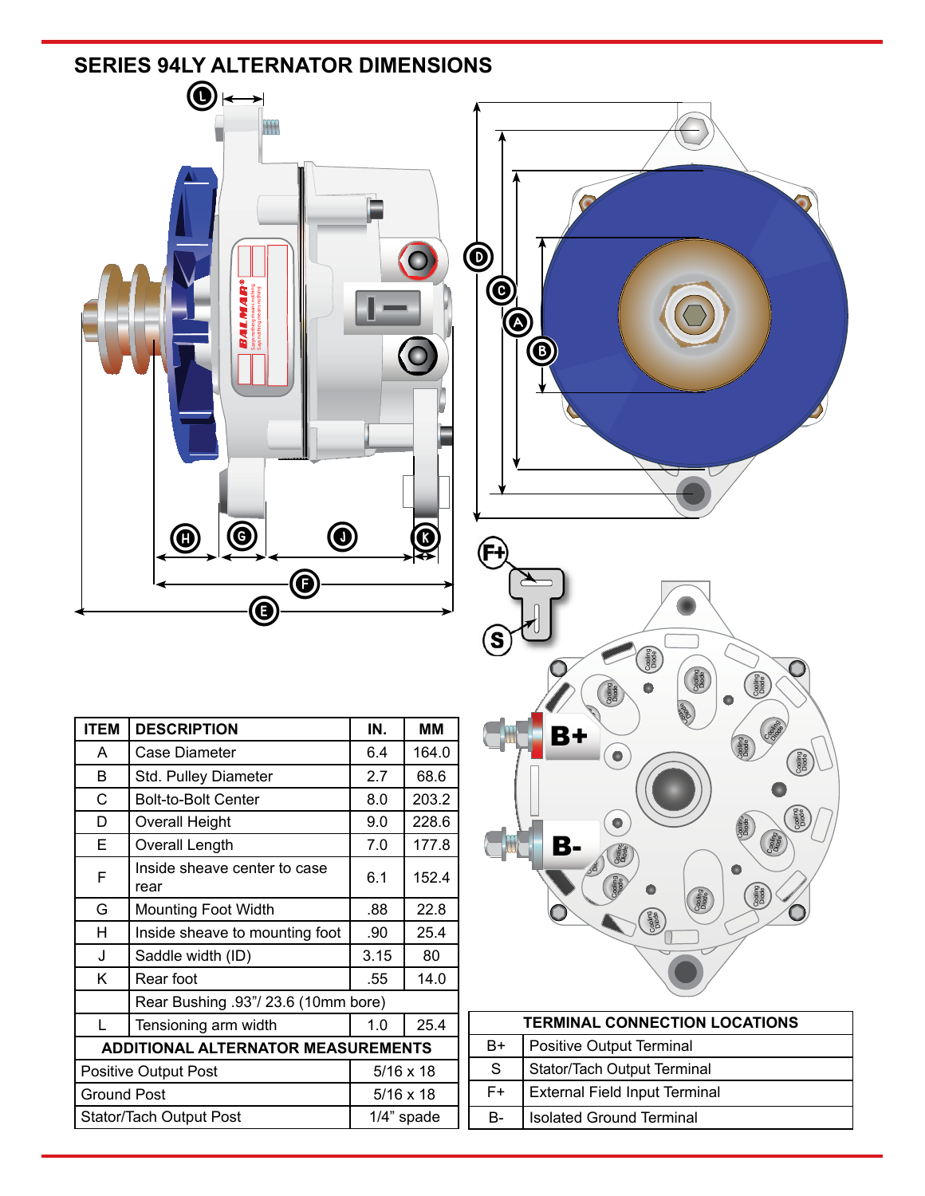## SERIES 94LY ALTERNATOR DIMENSIONS

| ITEM | DESCRIPTION | IN. | MM |
|---|---|---|---|
| A | Case Diameter | 6.4 | 164.0 |
| B | Std. Pulley Diameter | 2.7 | 68.6 |
| C | Bolt-to-Bolt Center | 8.0 | 203.2 |
| D | Overall Height | 9.0 | 228.6 |
| E | Overall Length | 7.0 | 177.8 |
| F | Inside sheave center to case rear | 6.1 | 152.4 |
| G | Mounting Foot Width | .88 | 22.8 |
| H | Inside sheave to mounting foot | .90 | 25.4 |
| J | Saddle width (ID) | 3.15 | 80 |
| K | Rear foot | .55 | 14.0 |
| | Rear Bushing .93"/ 23.6 (10mm bore) | | |
| L | Tensioning arm width | 1.0 | 25.4 |

| ADDITIONAL ALTERNATOR MEASUREMENTS | |
|---|---|
| Positive Output Post | 5/16 x 18 |
| Ground Post | 5/16 x 18 |
| Stator/Tach Output Post | 1/4" spade |

| TERMINAL CONNECTION LOCATIONS | |
|---|---|
| B+ | Positive Output Terminal |
| S | Stator/Tach Output Terminal |
| F+ | External Field Input Terminal |
| B- | Isolated Ground Terminal |